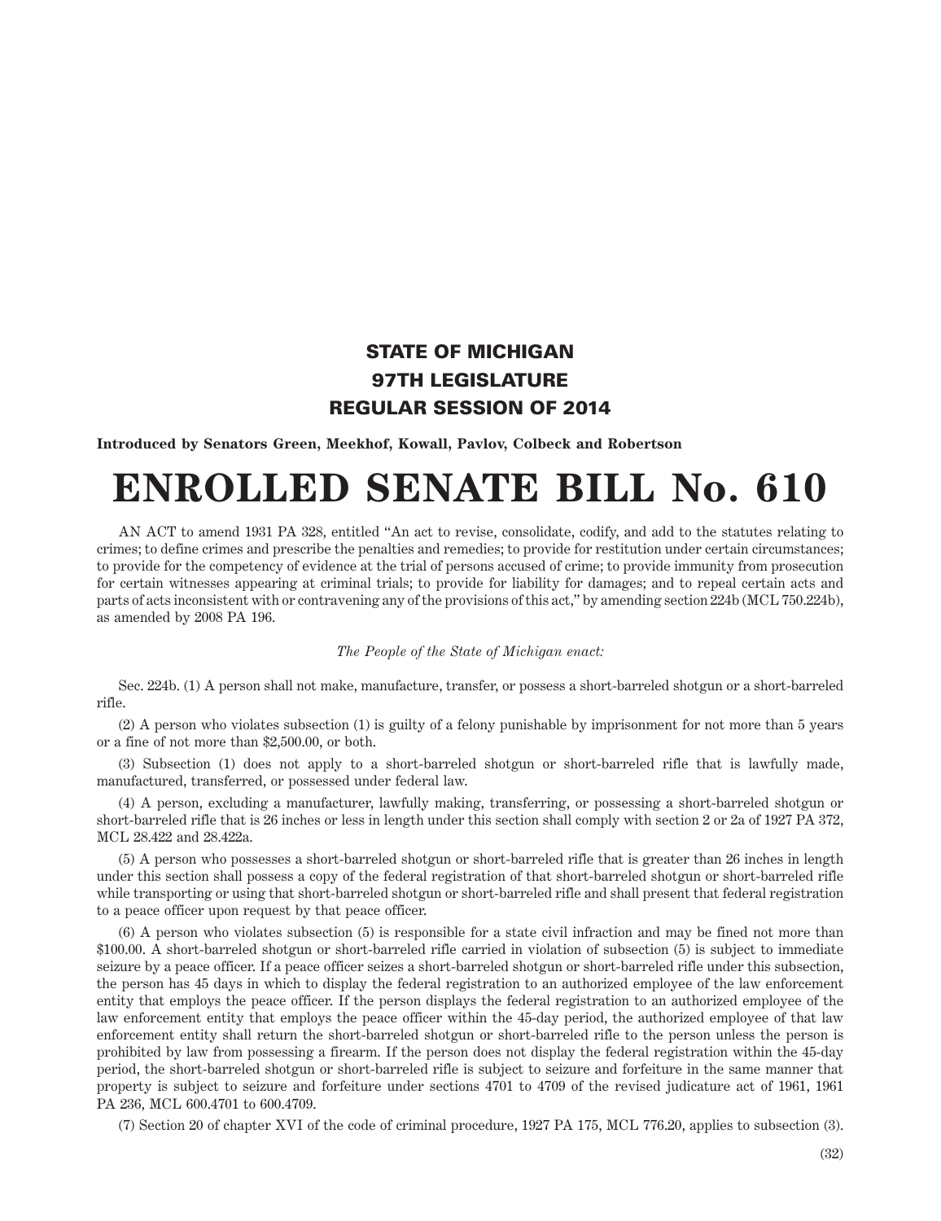## STATE OF MICHIGAN
## 97TH LEGISLATURE
## REGULAR SESSION OF 2014

**Introduced by Senators Green, Meekhof, Kowall, Pavlov, Colbeck and Robertson**

# ENROLLED SENATE BILL No. 610

AN ACT to amend 1931 PA 328, entitled "An act to revise, consolidate, codify, and add to the statutes relating to crimes; to define crimes and prescribe the penalties and remedies; to provide for restitution under certain circumstances; to provide for the competency of evidence at the trial of persons accused of crime; to provide immunity from prosecution for certain witnesses appearing at criminal trials; to provide for liability for damages; and to repeal certain acts and parts of acts inconsistent with or contravening any of the provisions of this act," by amending section 224b (MCL 750.224b), as amended by 2008 PA 196.

*The People of the State of Michigan enact:*

Sec. 224b. (1) A person shall not make, manufacture, transfer, or possess a short-barreled shotgun or a short-barreled rifle.

(2) A person who violates subsection (1) is guilty of a felony punishable by imprisonment for not more than 5 years or a fine of not more than $2,500.00, or both.

(3) Subsection (1) does not apply to a short-barreled shotgun or short-barreled rifle that is lawfully made, manufactured, transferred, or possessed under federal law.

(4) A person, excluding a manufacturer, lawfully making, transferring, or possessing a short-barreled shotgun or short-barreled rifle that is 26 inches or less in length under this section shall comply with section 2 or 2a of 1927 PA 372, MCL 28.422 and 28.422a.

(5) A person who possesses a short-barreled shotgun or short-barreled rifle that is greater than 26 inches in length under this section shall possess a copy of the federal registration of that short-barreled shotgun or short-barreled rifle while transporting or using that short-barreled shotgun or short-barreled rifle and shall present that federal registration to a peace officer upon request by that peace officer.

(6) A person who violates subsection (5) is responsible for a state civil infraction and may be fined not more than $100.00. A short-barreled shotgun or short-barreled rifle carried in violation of subsection (5) is subject to immediate seizure by a peace officer. If a peace officer seizes a short-barreled shotgun or short-barreled rifle under this subsection, the person has 45 days in which to display the federal registration to an authorized employee of the law enforcement entity that employs the peace officer. If the person displays the federal registration to an authorized employee of the law enforcement entity that employs the peace officer within the 45-day period, the authorized employee of that law enforcement entity shall return the short-barreled shotgun or short-barreled rifle to the person unless the person is prohibited by law from possessing a firearm. If the person does not display the federal registration within the 45-day period, the short-barreled shotgun or short-barreled rifle is subject to seizure and forfeiture in the same manner that property is subject to seizure and forfeiture under sections 4701 to 4709 of the revised judicature act of 1961, 1961 PA 236, MCL 600.4701 to 600.4709.

(7) Section 20 of chapter XVI of the code of criminal procedure, 1927 PA 175, MCL 776.20, applies to subsection (3).

(32)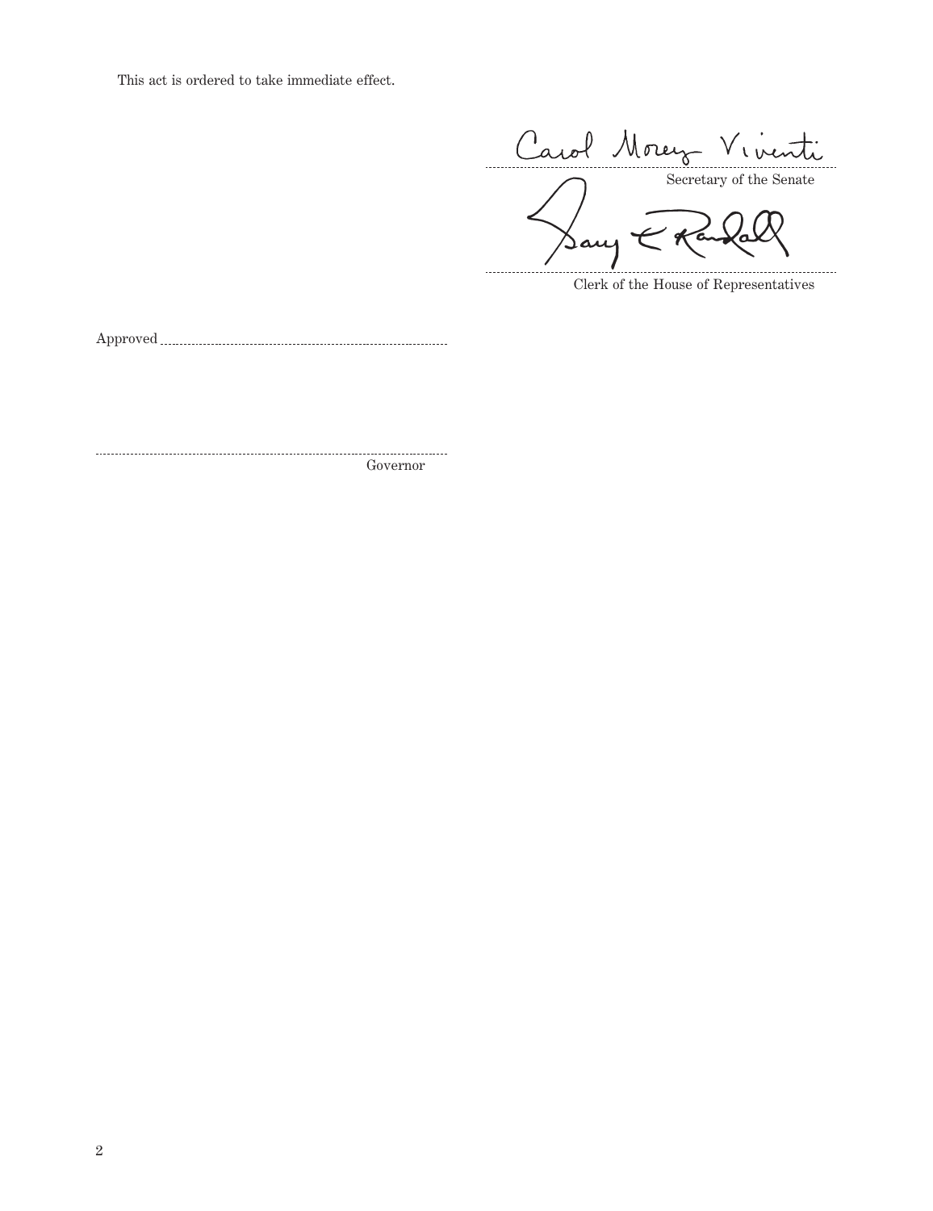This act is ordered to take immediate effect.

Carol Morey Viventi

Secretary of the Senate

Gary L Randall

Clerk of the House of Representatives

Approved ......................................................................

......................................................................

Governor